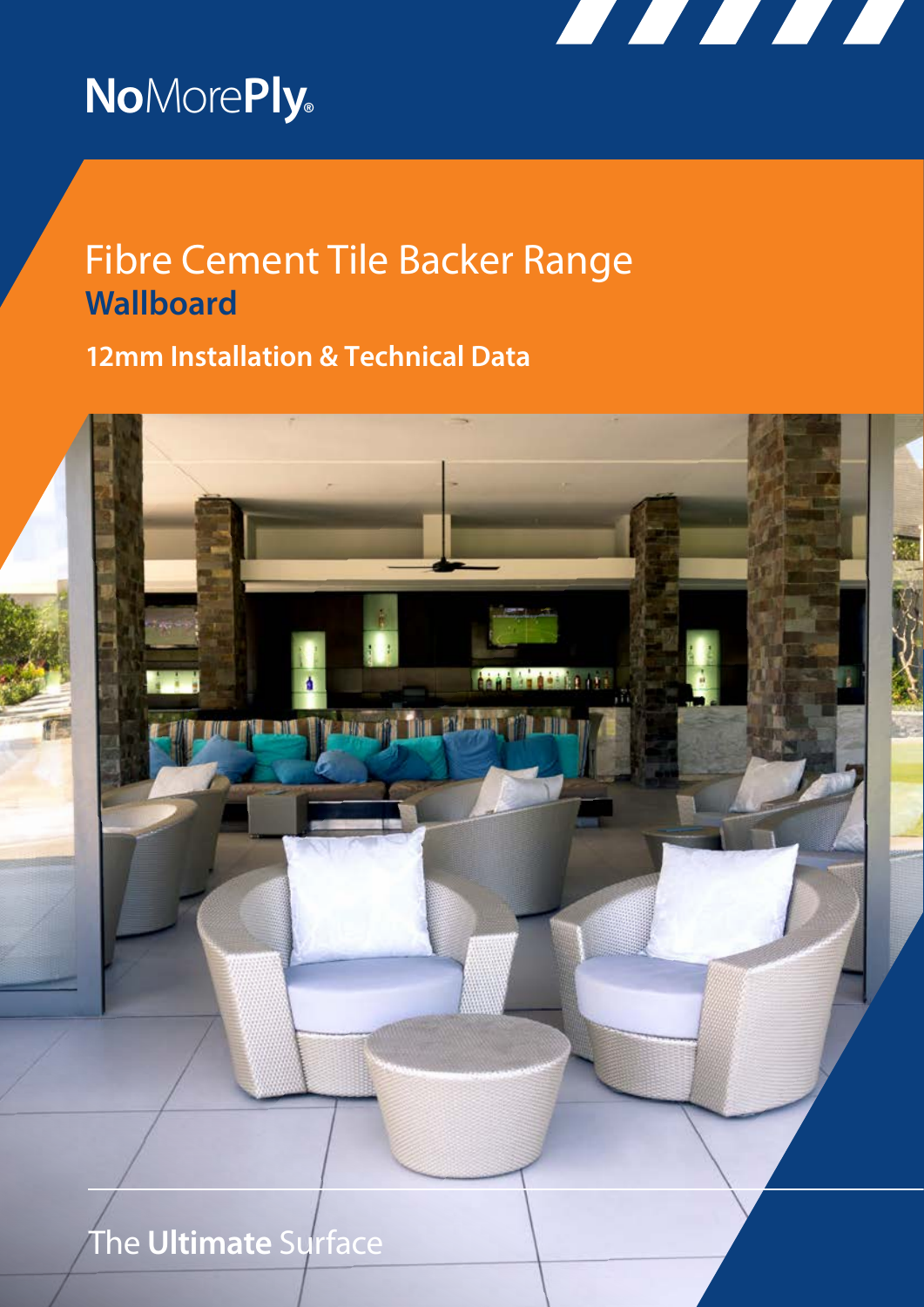NoMorePly®

# Fibre Cement Tile Backer Range

## Wallboard

### 12mm Installation & Technical Data

The **Ultimate** Surface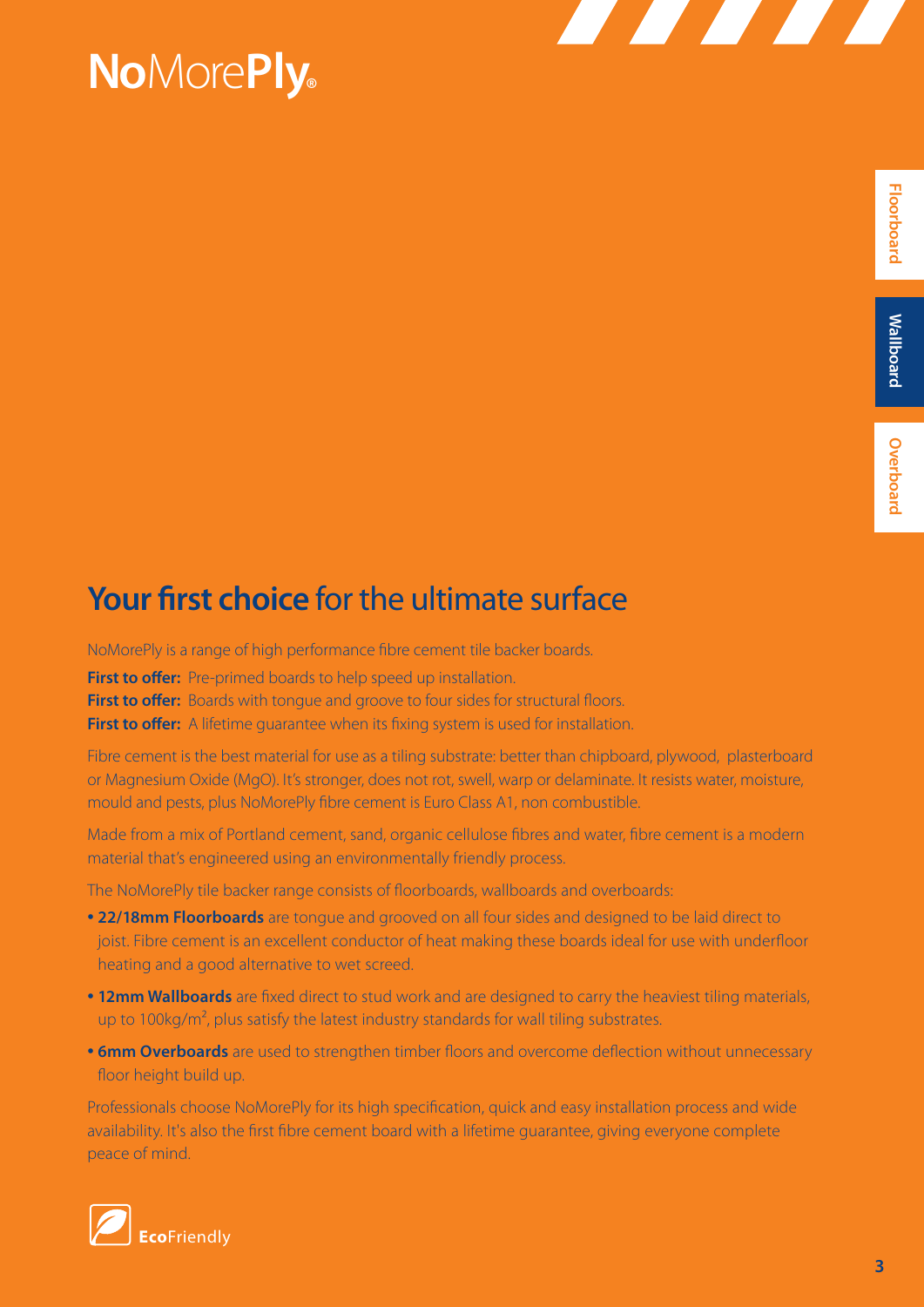# NoMorePly®

Floorboard

Wallboard

Overboard

## Your first choice for the ultimate surface

NoMorePly is a range of high performance fibre cement tile backer boards.

**First to offer:** Pre-primed boards to help speed up installation.
**First to offer:** Boards with tongue and groove to four sides for structural floors.
**First to offer:** A lifetime guarantee when its fixing system is used for installation.

Fibre cement is the best material for use as a tiling substrate: better than chipboard, plywood, plasterboard or Magnesium Oxide (MgO). It's stronger, does not rot, swell, warp or delaminate. It resists water, moisture, mould and pests, plus NoMorePly fibre cement is Euro Class A1, non combustible.

Made from a mix of Portland cement, sand, organic cellulose fibres and water, fibre cement is a modern material that's engineered using an environmentally friendly process.

The NoMorePly tile backer range consists of floorboards, wallboards and overboards:

- **22/18mm Floorboards** are tongue and grooved on all four sides and designed to be laid direct to joist. Fibre cement is an excellent conductor of heat making these boards ideal for use with underfloor heating and a good alternative to wet screed.
- **12mm Wallboards** are fixed direct to stud work and are designed to carry the heaviest tiling materials, up to 100kg/m², plus satisfy the latest industry standards for wall tiling substrates.
- **6mm Overboards** are used to strengthen timber floors and overcome deflection without unnecessary floor height build up.

Professionals choose NoMorePly for its high specification, quick and easy installation process and wide availability. It's also the first fibre cement board with a lifetime guarantee, giving everyone complete peace of mind.

**Eco**Friendly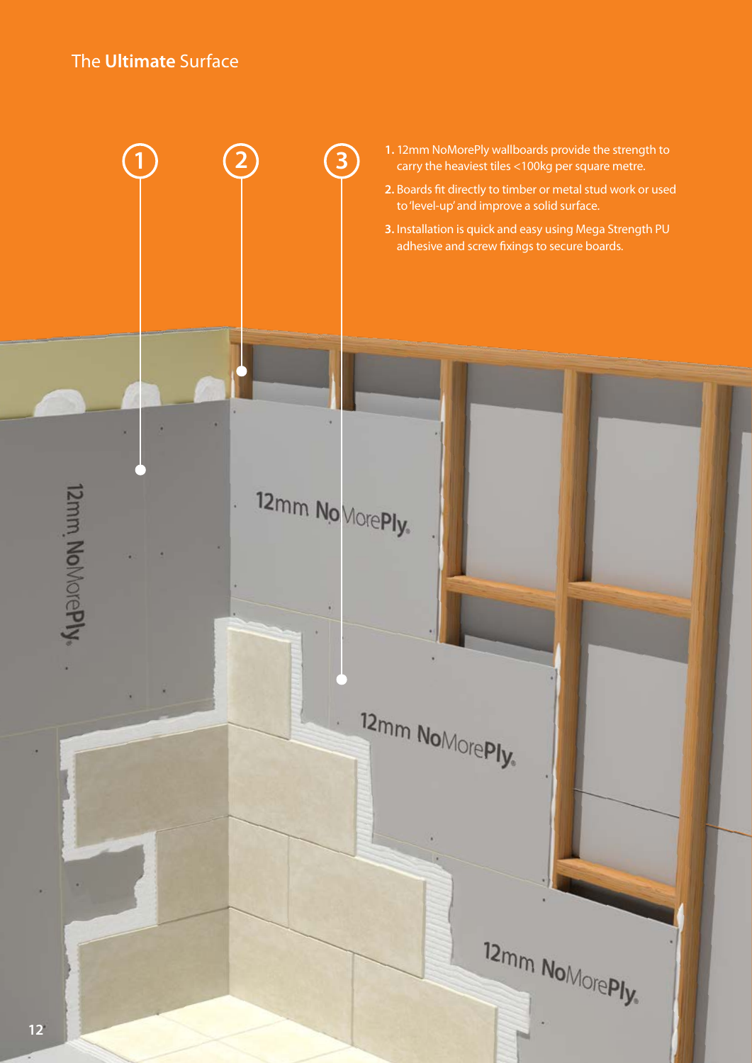## The **Ultimate** Surface

1. 12mm NoMorePly wallboards provide the strength to carry the heaviest tiles <100kg per square metre.
2. Boards fit directly to timber or metal stud work or used to 'level-up' and improve a solid surface.
3. Installation is quick and easy using Mega Strength PU adhesive and screw fixings to secure boards.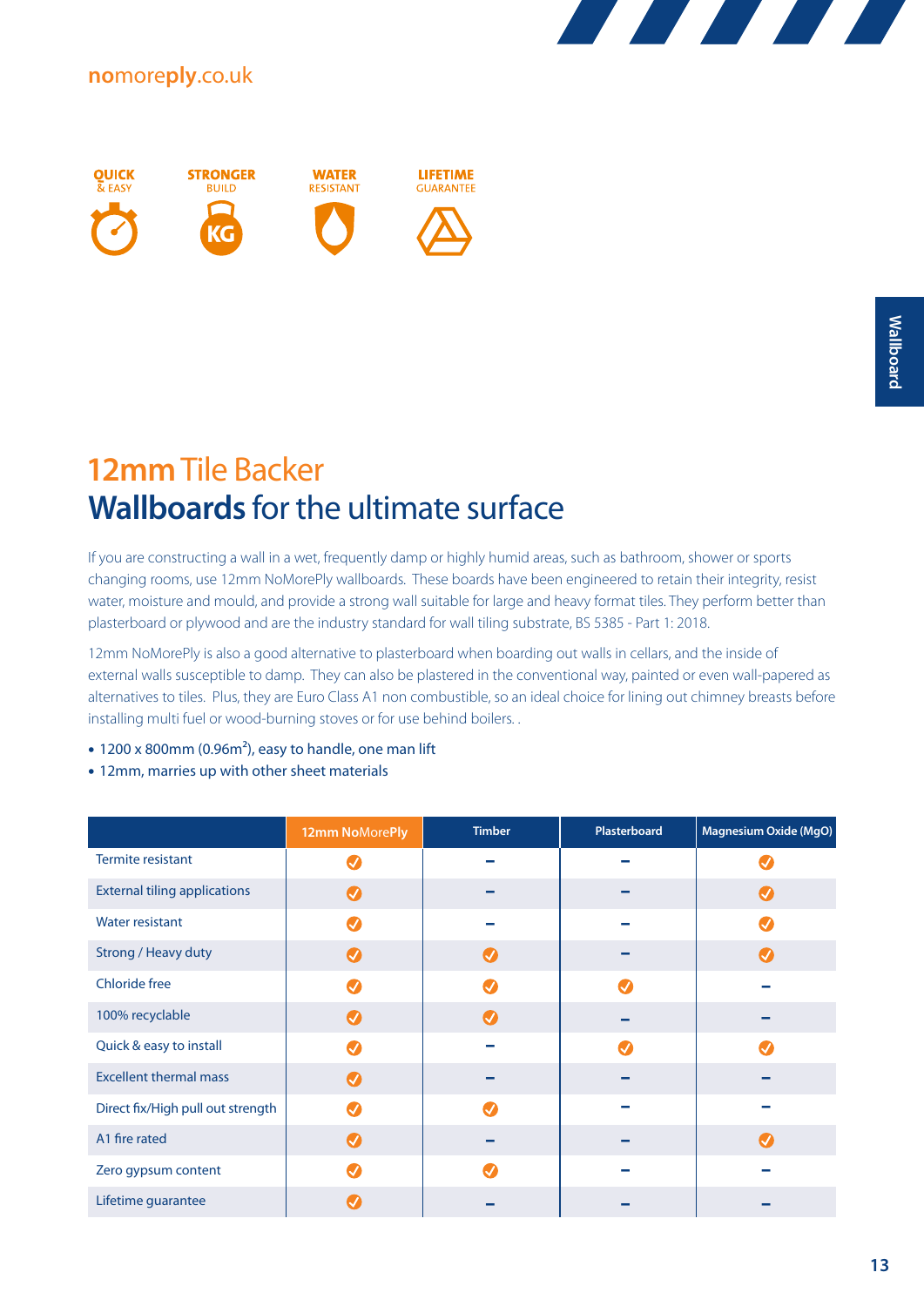nomoreply.co.uk

QUICK & EASY

STRONGER BUILD

WATER RESISTANT

LIFETIME GUARANTEE

Wallboard

# 12mm Tile Backer
## Wallboards for the ultimate surface

If you are constructing a wall in a wet, frequently damp or highly humid areas, such as bathroom, shower or sports changing rooms, use 12mm NoMorePly wallboards. These boards have been engineered to retain their integrity, resist water, moisture and mould, and provide a strong wall suitable for large and heavy format tiles. They perform better than plasterboard or plywood and are the industry standard for wall tiling substrate, BS 5385 - Part 1: 2018.

12mm NoMorePly is also a good alternative to plasterboard when boarding out walls in cellars, and the inside of external walls susceptible to damp. They can also be plastered in the conventional way, painted or even wall-papered as alternatives to tiles. Plus, they are Euro Class A1 non combustible, so an ideal choice for lining out chimney breasts before installing multi fuel or wood-burning stoves or for use behind boilers. .

- 1200 x 800mm (0.96m$^2$), easy to handle, one man lift
- 12mm, marries up with other sheet materials

| | 12mm NoMorePly | Timber | Plasterboard | Magnesium Oxide (MgO) |
|---|---|---|---|---|
| Termite resistant | ✓ | – | – | ✓ |
| External tiling applications | ✓ | – | – | ✓ |
| Water resistant | ✓ | – | – | ✓ |
| Strong / Heavy duty | ✓ | ✓ | – | ✓ |
| Chloride free | ✓ | ✓ | ✓ | – |
| 100% recyclable | ✓ | ✓ | – | – |
| Quick & easy to install | ✓ | – | ✓ | ✓ |
| Excellent thermal mass | ✓ | – | – | – |
| Direct fix/High pull out strength | ✓ | ✓ | – | – |
| A1 fire rated | ✓ | – | – | ✓ |
| Zero gypsum content | ✓ | ✓ | – | – |
| Lifetime guarantee | ✓ | – | – | – |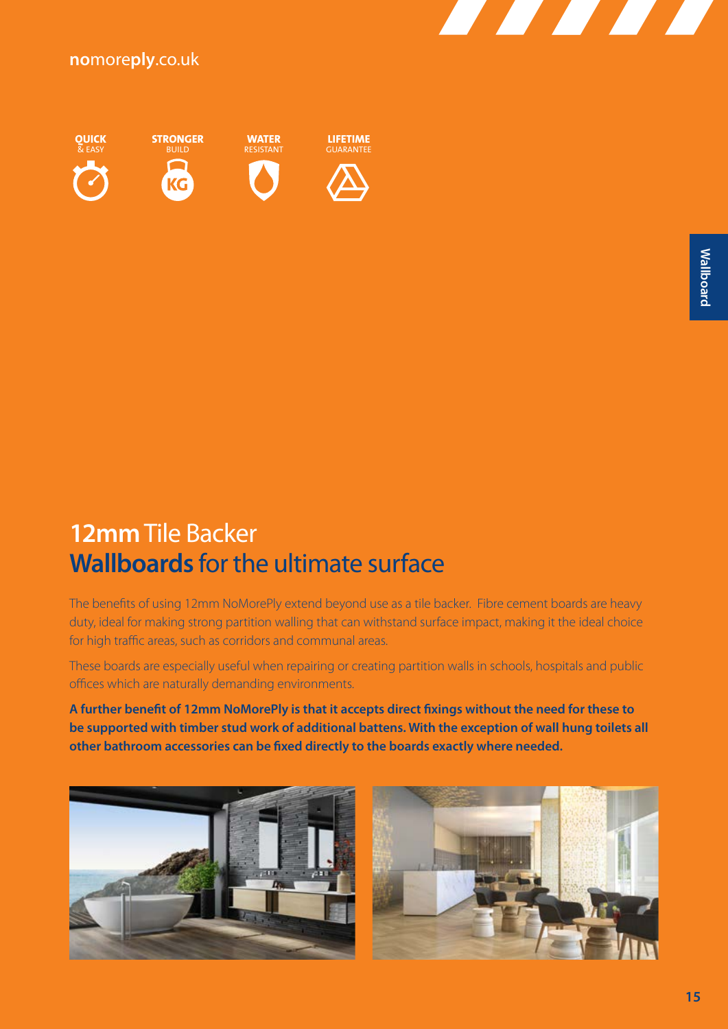**no**more**ply**.co.uk

**QUICK** & EASY

**STRONGER** BUILD

**WATER** RESISTANT

**LIFETIME** GUARANTEE

Wallboard

# **12mm** Tile Backer **Wallboards** for the ultimate surface

The benefits of using 12mm NoMorePly extend beyond use as a tile backer. Fibre cement boards are heavy duty, ideal for making strong partition walling that can withstand surface impact, making it the ideal choice for high traffic areas, such as corridors and communal areas.

These boards are especially useful when repairing or creating partition walls in schools, hospitals and public offices which are naturally demanding environments.

**A further benefit of 12mm NoMorePly is that it accepts direct fixings without the need for these to be supported with timber stud work of additional battens. With the exception of wall hung toilets all other bathroom accessories can be fixed directly to the boards exactly where needed.**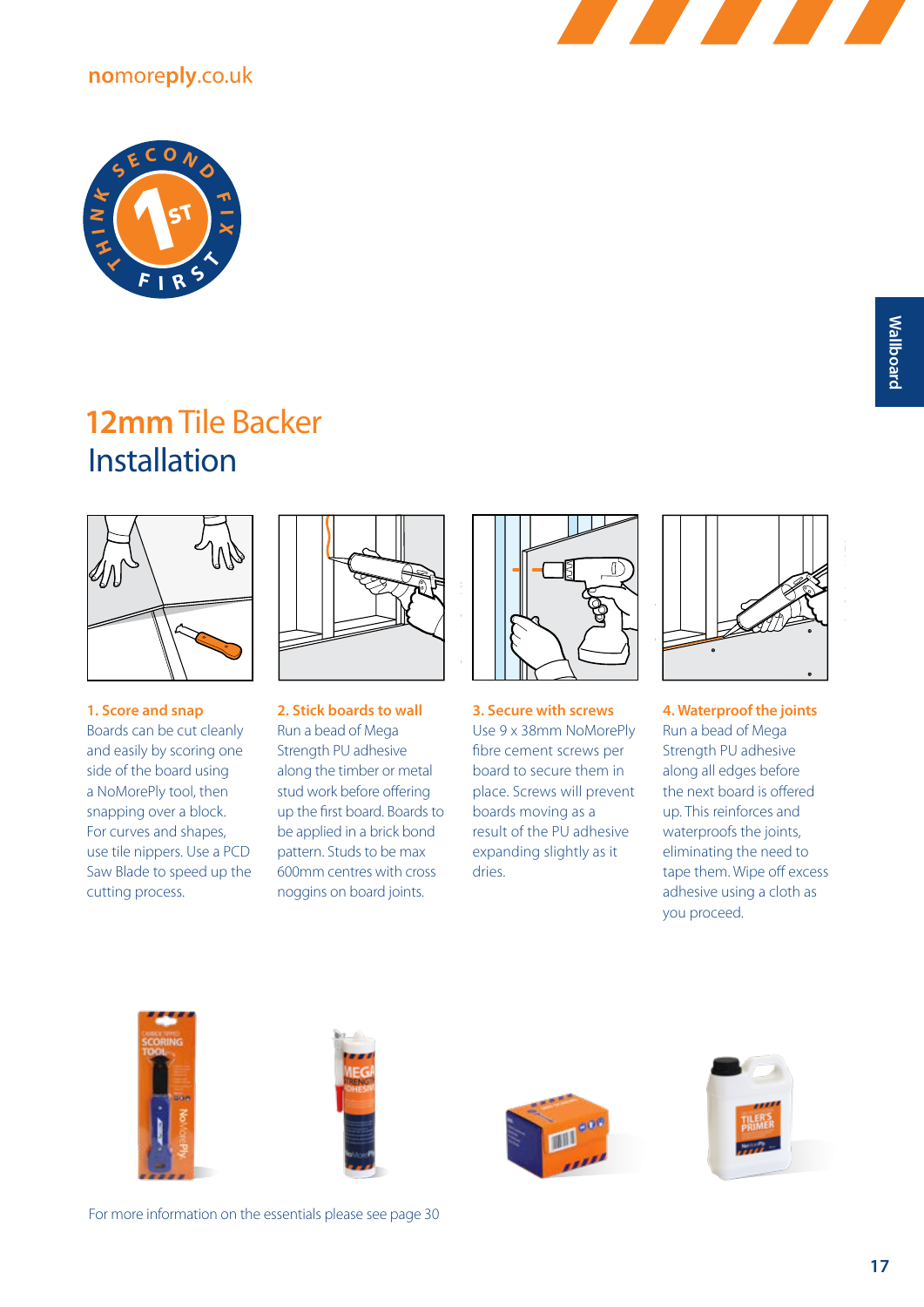# 12mm Tile Backer Installation

### 1. Score and snap

Boards can be cut cleanly and easily by scoring one side of the board using a NoMorePly tool, then snapping over a block. For curves and shapes, use tile nippers. Use a PCD Saw Blade to speed up the cutting process.

### 2. Stick boards to wall

Run a bead of Mega Strength PU adhesive along the timber or metal stud work before offering up the first board. Boards to be applied in a brick bond pattern. Studs to be max 600mm centres with cross noggins on board joints.

### 3. Secure with screws

Use 9 x 38mm NoMorePly fibre cement screws per board to secure them in place. Screws will prevent boards moving as a result of the PU adhesive expanding slightly as it dries.

### 4. Waterproof the joints

Run a bead of Mega Strength PU adhesive along all edges before the next board is offered up. This reinforces and waterproofs the joints, eliminating the need to tape them. Wipe off excess adhesive using a cloth as you proceed.

For more information on the essentials please see page 30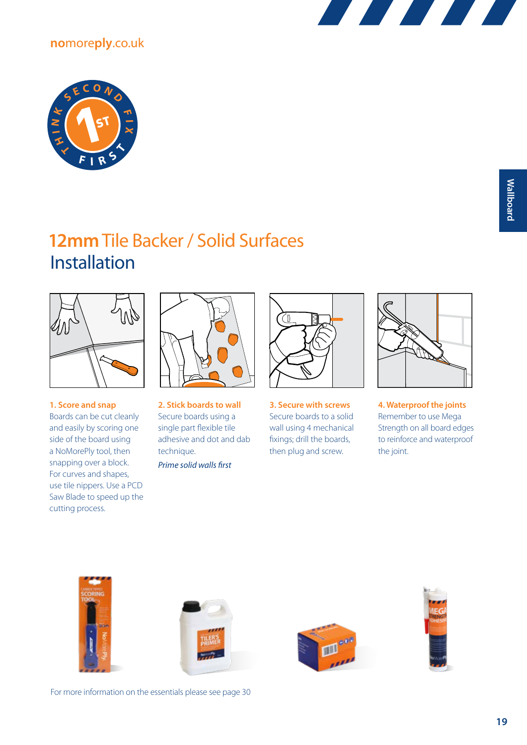nomoreply.co.uk

# 12mm Tile Backer / Solid Surfaces
## Installation

### 1. Score and snap

Boards can be cut cleanly and easily by scoring one side of the board using a NoMorePly tool, then snapping over a block. For curves and shapes, use tile nippers. Use a PCD Saw Blade to speed up the cutting process.

### 2. Stick boards to wall

Secure boards using a single part flexible tile adhesive and dot and dab technique.

*Prime solid walls first*

### 3. Secure with screws

Secure boards to a solid wall using 4 mechanical fixings; drill the boards, then plug and screw.

### 4. Waterproof the joints

Remember to use Mega Strength on all board edges to reinforce and waterproof the joint.

For more information on the essentials please see page 30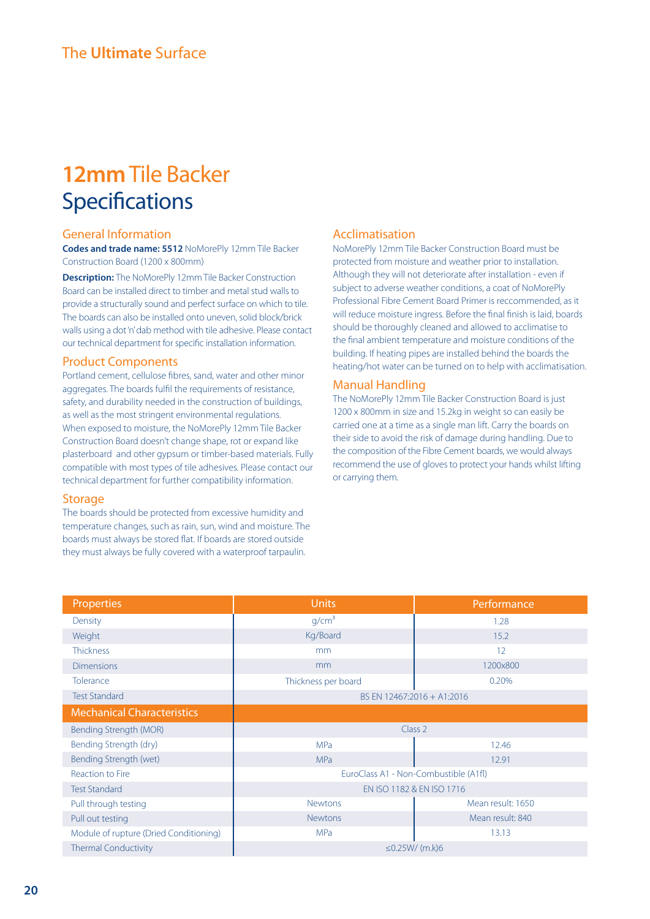# 12mm Tile Backer Specifications

## General Information

**Codes and trade name: 5512** NoMorePly 12mm Tile Backer Construction Board (1200 x 800mm)

**Description:** The NoMorePly 12mm Tile Backer Construction Board can be installed direct to timber and metal stud walls to provide a structurally sound and perfect surface on which to tile. The boards can also be installed onto uneven, solid block/brick walls using a dot 'n' dab method with tile adhesive. Please contact our technical department for specific installation information.

## Product Components

Portland cement, cellulose fibres, sand, water and other minor aggregates. The boards fulfil the requirements of resistance, safety, and durability needed in the construction of buildings, as well as the most stringent environmental regulations. When exposed to moisture, the NoMorePly 12mm Tile Backer Construction Board doesn't change shape, rot or expand like plasterboard and other gypsum or timber-based materials. Fully compatible with most types of tile adhesives. Please contact our technical department for further compatibility information.

## Storage

The boards should be protected from excessive humidity and temperature changes, such as rain, sun, wind and moisture. The boards must always be stored flat. If boards are stored outside they must always be fully covered with a waterproof tarpaulin.

## Acclimatisation

NoMorePly 12mm Tile Backer Construction Board must be protected from moisture and weather prior to installation. Although they will not deteriorate after installation - even if subject to adverse weather conditions, a coat of NoMorePly Professional Fibre Cement Board Primer is reccommended, as it will reduce moisture ingress. Before the final finish is laid, boards should be thoroughly cleaned and allowed to acclimatise to the final ambient temperature and moisture conditions of the building. If heating pipes are installed behind the boards the heating/hot water can be turned on to help with acclimatisation.

## Manual Handling

The NoMorePly 12mm Tile Backer Construction Board is just 1200 x 800mm in size and 15.2kg in weight so can easily be carried one at a time as a single man lift. Carry the boards on their side to avoid the risk of damage during handling. Due to the composition of the Fibre Cement boards, we would always recommend the use of gloves to protect your hands whilst lifting or carrying them.

| Properties | Units | Performance |
|---|---|---|
| Density | $g/cm^3$ | 1.28 |
| Weight | Kg/Board | 15.2 |
| Thickness | mm | 12 |
| Dimensions | mm | 1200x800 |
| Tolerance | Thickness per board | 0.20% |
| Test Standard | BS EN 12467:2016 + A1:2016 | |
| **Mechanical Characteristics** | | |
| Bending Strength (MOR) | Class 2 | |
| Bending Strength (dry) | MPa | 12.46 |
| Bending Strength (wet) | MPa | 12.91 |
| Reaction to Fire | EuroClass A1 - Non-Combustible (A1fl) | |
| Test Standard | EN ISO 1182 & EN ISO 1716 | |
| Pull through testing | Newtons | Mean result: 1650 |
| Pull out testing | Newtons | Mean result: 840 |
| Module of rupture (Dried Conditioning) | MPa | 13.13 |
| Thermal Conductivity | ≤0.25W/ (m.k)6 | |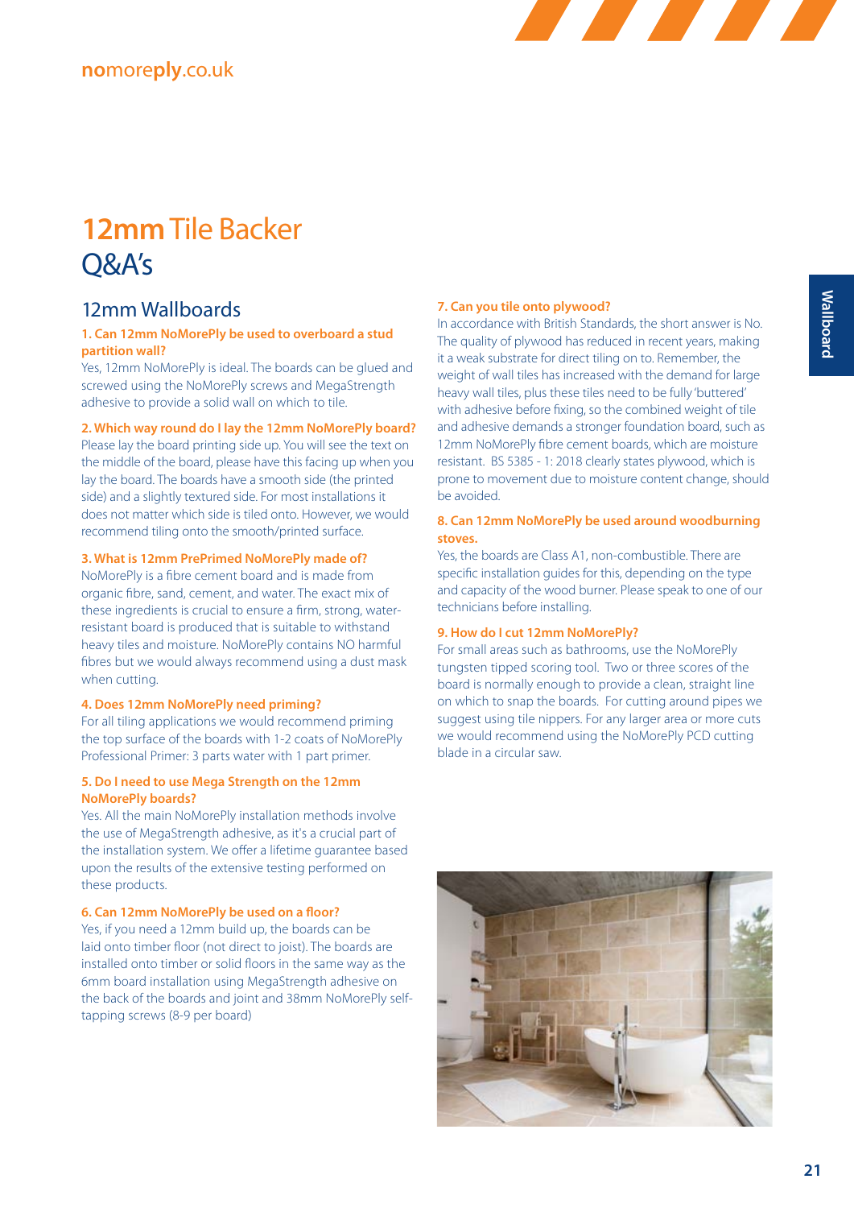# 12mm Tile Backer Q&A's

## 12mm Wallboards

### 1. Can 12mm NoMorePly be used to overboard a stud partition wall?

Yes, 12mm NoMorePly is ideal. The boards can be glued and screwed using the NoMorePly screws and MegaStrength adhesive to provide a solid wall on which to tile.

### 2. Which way round do I lay the 12mm NoMorePly board?

Please lay the board printing side up. You will see the text on the middle of the board, please have this facing up when you lay the board. The boards have a smooth side (the printed side) and a slightly textured side. For most installations it does not matter which side is tiled onto. However, we would recommend tiling onto the smooth/printed surface.

### 3. What is 12mm PrePrimed NoMorePly made of?

NoMorePly is a fibre cement board and is made from organic fibre, sand, cement, and water. The exact mix of these ingredients is crucial to ensure a firm, strong, water-resistant board is produced that is suitable to withstand heavy tiles and moisture. NoMorePly contains NO harmful fibres but we would always recommend using a dust mask when cutting.

### 4. Does 12mm NoMorePly need priming?

For all tiling applications we would recommend priming the top surface of the boards with 1-2 coats of NoMorePly Professional Primer: 3 parts water with 1 part primer.

### 5. Do I need to use Mega Strength on the 12mm NoMorePly boards?

Yes. All the main NoMorePly installation methods involve the use of MegaStrength adhesive, as it's a crucial part of the installation system. We offer a lifetime guarantee based upon the results of the extensive testing performed on these products.

### 6. Can 12mm NoMorePly be used on a floor?

Yes, if you need a 12mm build up, the boards can be laid onto timber floor (not direct to joist). The boards are installed onto timber or solid floors in the same way as the 6mm board installation using MegaStrength adhesive on the back of the boards and joint and 38mm NoMorePly self-tapping screws (8-9 per board)

### 7. Can you tile onto plywood?

In accordance with British Standards, the short answer is No. The quality of plywood has reduced in recent years, making it a weak substrate for direct tiling on to. Remember, the weight of wall tiles has increased with the demand for large heavy wall tiles, plus these tiles need to be fully 'buttered' with adhesive before fixing, so the combined weight of tile and adhesive demands a stronger foundation board, such as 12mm NoMorePly fibre cement boards, which are moisture resistant. BS 5385 - 1: 2018 clearly states plywood, which is prone to movement due to moisture content change, should be avoided.

### 8. Can 12mm NoMorePly be used around woodburning stoves.

Yes, the boards are Class A1, non-combustible. There are specific installation guides for this, depending on the type and capacity of the wood burner. Please speak to one of our technicians before installing.

### 9. How do I cut 12mm NoMorePly?

For small areas such as bathrooms, use the NoMorePly tungsten tipped scoring tool. Two or three scores of the board is normally enough to provide a clean, straight line on which to snap the boards. For cutting around pipes we suggest using tile nippers. For any larger area or more cuts we would recommend using the NoMorePly PCD cutting blade in a circular saw.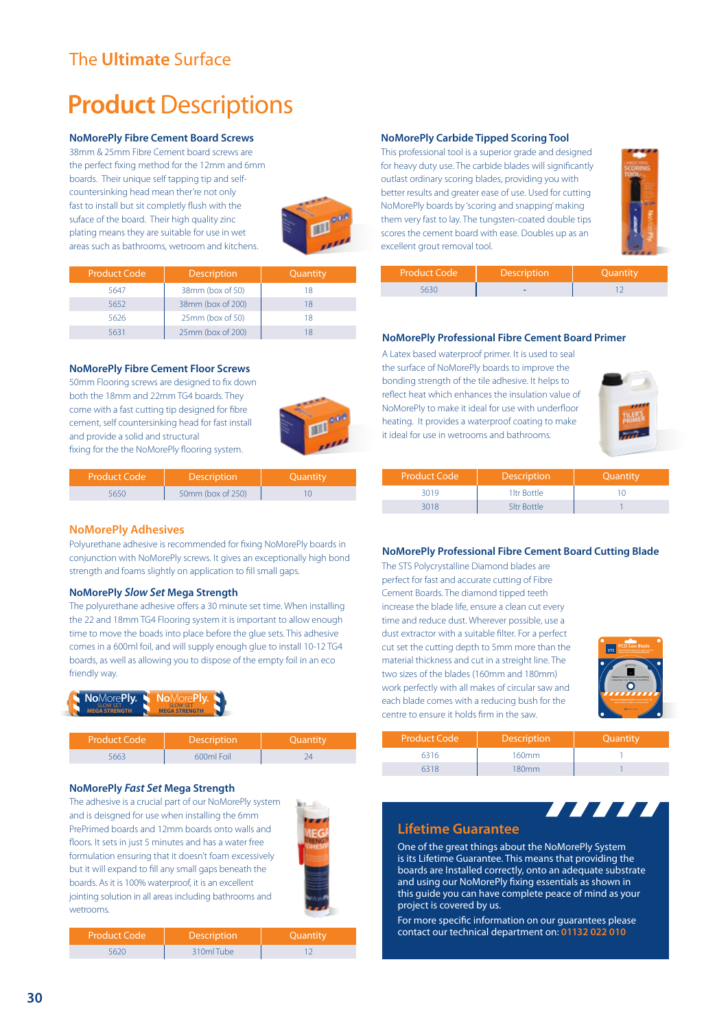The **Ultimate** Surface

# **Product** Descriptions

### NoMorePly Fibre Cement Board Screws

38mm & 25mm Fibre Cement board screws are the perfect fixing method for the 12mm and 6mm boards. Their unique self tapping tip and self-countersinking head mean ther're not only fast to install but sit completly flush with the suface of the board. Their high quality zinc plating means they are suitable for use in wet areas such as bathrooms, wetroom and kitchens.

| Product Code | Description | Quantity |
|---|---|---|
| 5647 | 38mm (box of 50) | 18 |
| 5652 | 38mm (box of 200) | 18 |
| 5626 | 25mm (box of 50) | 18 |
| 5631 | 25mm (box of 200) | 18 |

### NoMorePly Fibre Cement Floor Screws

50mm Flooring screws are designed to fix down both the 18mm and 22mm TG4 boards. They come with a fast cutting tip designed for fibre cement, self countersinking head for fast install and provide a solid and structural fixing for the the NoMorePly flooring system.

| Product Code | Description | Quantity |
|---|---|---|
| 5650 | 50mm (box of 250) | 10 |

## NoMorePly Adhesives

Polyurethane adhesive is recommended for fixing NoMorePly boards in conjunction with NoMorePly screws. It gives an exceptionally high bond strength and foams slightly on application to fill small gaps.

### NoMorePly *Slow Set* Mega Strength

The polyurethane adhesive offers a 30 minute set time. When installing the 22 and 18mm TG4 Flooring system it is important to allow enough time to move the boads into place before the glue sets. This adhesive comes in a 600ml foil, and will supply enough glue to install 10-12 TG4 boards, as well as allowing you to dispose of the empty foil in an eco friendly way.

| Product Code | Description | Quantity |
|---|---|---|
| 5663 | 600ml Foil | 24 |

### NoMorePly *Fast Set* Mega Strength

The adhesive is a crucial part of our NoMorePly system and is deisgned for use when installing the 6mm PrePrimed boards and 12mm boards onto walls and floors. It sets in just 5 minutes and has a water free formulation ensuring that it doesn't foam excessively but it will expand to fill any small gaps beneath the boards. As it is 100% waterproof, it is an excellent jointing solution in all areas including bathrooms and wetrooms.

| Product Code | Description | Quantity |
|---|---|---|
| 5620 | 310ml Tube | 12 |

### NoMorePly Carbide Tipped Scoring Tool

This professional tool is a superior grade and designed for heavy duty use. The carbide blades will significantly outlast ordinary scoring blades, providing you with better results and greater ease of use. Used for cutting NoMorePly boards by 'scoring and snapping' making them very fast to lay. The tungsten-coated double tips scores the cement board with ease. Doubles up as an excellent grout removal tool.

| Product Code | Description | Quantity |
|---|---|---|
| 5630 | - | 12 |

### NoMorePly Professional Fibre Cement Board Primer

A Latex based waterproof primer. It is used to seal the surface of NoMorePly boards to improve the bonding strength of the tile adhesive. It helps to reflect heat which enhances the insulation value of NoMorePly to make it ideal for use with underfloor heating. It provides a waterproof coating to make it ideal for use in wetrooms and bathrooms.

| Product Code | Description | Quantity |
|---|---|---|
| 3019 | 1ltr Bottle | 10 |
| 3018 | 5ltr Bottle | 1 |

### NoMorePly Professional Fibre Cement Board Cutting Blade

The STS Polycrystalline Diamond blades are perfect for fast and accurate cutting of Fibre Cement Boards. The diamond tipped teeth increase the blade life, ensure a clean cut every time and reduce dust. Wherever possible, use a dust extractor with a suitable filter. For a perfect cut set the cutting depth to 5mm more than the material thickness and cut in a straight line. The two sizes of the blades (160mm and 180mm) work perfectly with all makes of circular saw and each blade comes with a reducing bush for the centre to ensure it holds firm in the saw.

| Product Code | Description | Quantity |
|---|---|---|
| 6316 | 160mm | 1 |
| 6318 | 180mm | 1 |

## Lifetime Guarantee

One of the great things about the NoMorePly System is its Lifetime Guarantee. This means that providing the boards are Installed correctly, onto an adequate substrate and using our NoMorePly fixing essentials as shown in this guide you can have complete peace of mind as your project is covered by us.

For more specific information on our guarantees please contact our technical department on: 01132 022 010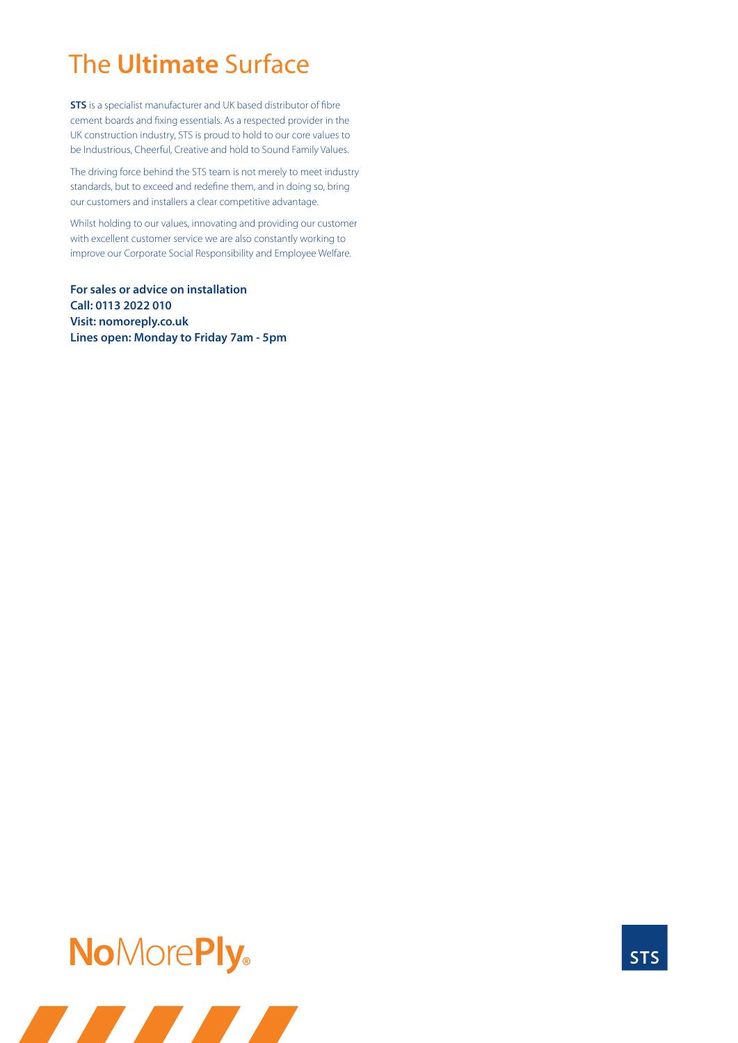# The **Ultimate** Surface

**STS** is a specialist manufacturer and UK based distributor of fibre cement boards and fixing essentials. As a respected provider in the UK construction industry, STS is proud to hold to our core values to be Industrious, Cheerful, Creative and hold to Sound Family Values.

The driving force behind the STS team is not merely to meet industry standards, but to exceed and redefine them, and in doing so, bring our customers and installers a clear competitive advantage.

Whilst holding to our values, innovating and providing our customer with excellent customer service we are also constantly working to improve our Corporate Social Responsibility and Employee Welfare.

**For sales or advice on installation**
**Call: 0113 2022 010**
**Visit: nomoreply.co.uk**
**Lines open: Monday to Friday 7am - 5pm**

**No**More**Ply**®

STS